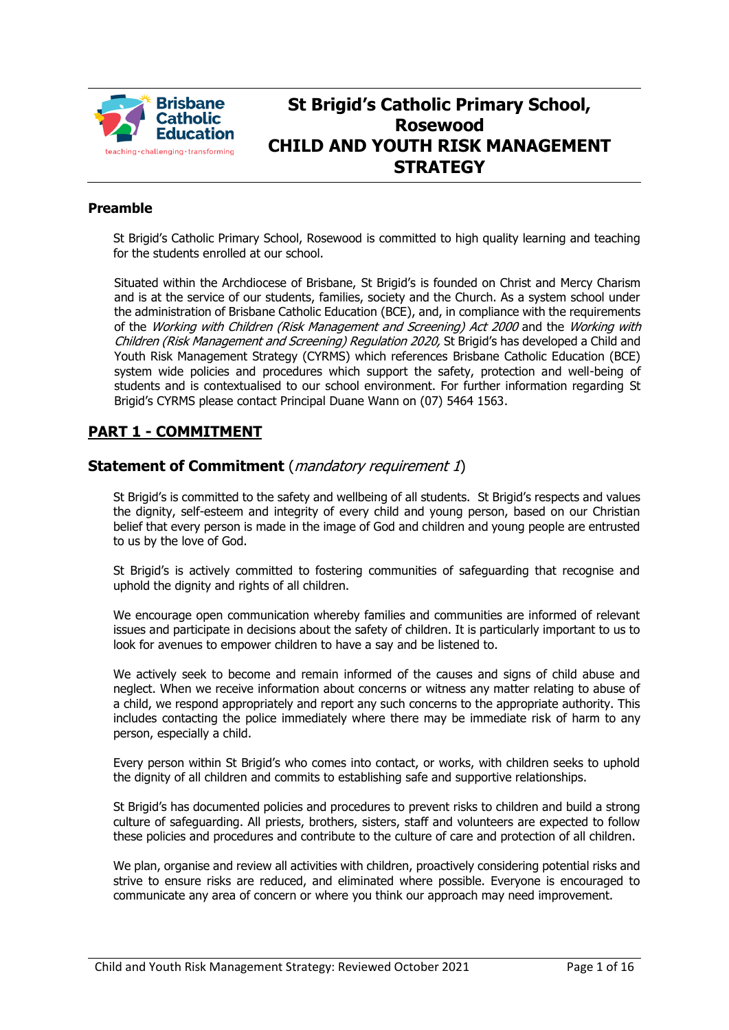# St Brigid's Catholic Primary School, Rosewood
# CHILD AND YOUTH RISK MANAGEMENT STRATEGY

**Preamble**

St Brigid's Catholic Primary School, Rosewood is committed to high quality learning and teaching for the students enrolled at our school.

Situated within the Archdiocese of Brisbane, St Brigid's is founded on Christ and Mercy Charism and is at the service of our students, families, society and the Church. As a system school under the administration of Brisbane Catholic Education (BCE), and, in compliance with the requirements of the *Working with Children (Risk Management and Screening) Act 2000* and the *Working with Children (Risk Management and Screening) Regulation 2020,* St Brigid's has developed a Child and Youth Risk Management Strategy (CYRMS) which references Brisbane Catholic Education (BCE) system wide policies and procedures which support the safety, protection and well-being of students and is contextualised to our school environment. For further information regarding St Brigid's CYRMS please contact Principal Duane Wann on (07) 5464 1563.

## PART 1 - COMMITMENT

### Statement of Commitment (*mandatory requirement 1*)

St Brigid's is committed to the safety and wellbeing of all students. St Brigid's respects and values the dignity, self-esteem and integrity of every child and young person, based on our Christian belief that every person is made in the image of God and children and young people are entrusted to us by the love of God.

St Brigid's is actively committed to fostering communities of safeguarding that recognise and uphold the dignity and rights of all children.

We encourage open communication whereby families and communities are informed of relevant issues and participate in decisions about the safety of children. It is particularly important to us to look for avenues to empower children to have a say and be listened to.

We actively seek to become and remain informed of the causes and signs of child abuse and neglect. When we receive information about concerns or witness any matter relating to abuse of a child, we respond appropriately and report any such concerns to the appropriate authority. This includes contacting the police immediately where there may be immediate risk of harm to any person, especially a child.

Every person within St Brigid's who comes into contact, or works, with children seeks to uphold the dignity of all children and commits to establishing safe and supportive relationships.

St Brigid's has documented policies and procedures to prevent risks to children and build a strong culture of safeguarding. All priests, brothers, sisters, staff and volunteers are expected to follow these policies and procedures and contribute to the culture of care and protection of all children.

We plan, organise and review all activities with children, proactively considering potential risks and strive to ensure risks are reduced, and eliminated where possible. Everyone is encouraged to communicate any area of concern or where you think our approach may need improvement.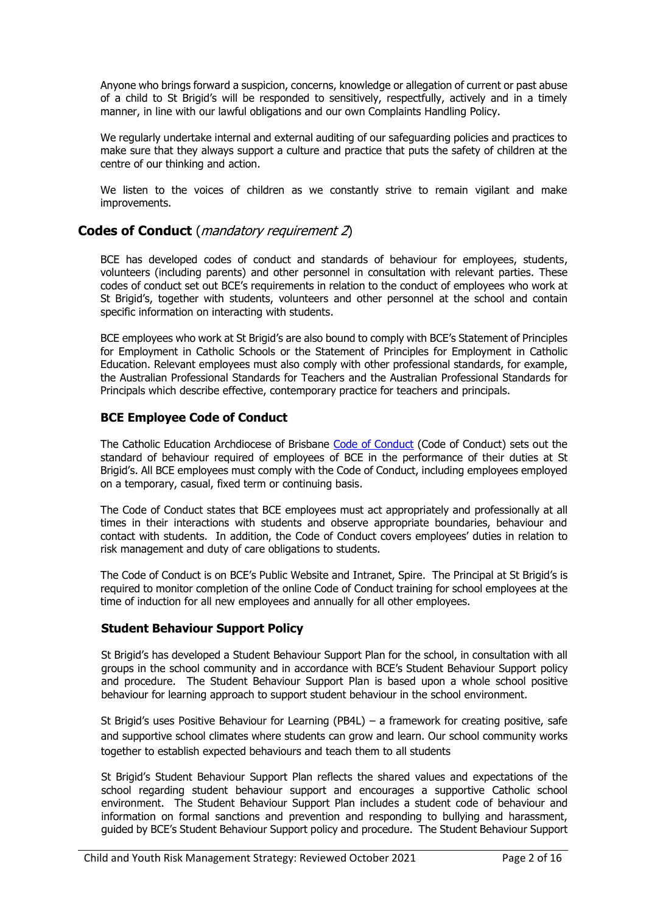Anyone who brings forward a suspicion, concerns, knowledge or allegation of current or past abuse of a child to St Brigid's will be responded to sensitively, respectfully, actively and in a timely manner, in line with our lawful obligations and our own Complaints Handling Policy.

We regularly undertake internal and external auditing of our safeguarding policies and practices to make sure that they always support a culture and practice that puts the safety of children at the centre of our thinking and action.

We listen to the voices of children as we constantly strive to remain vigilant and make improvements.

## Codes of Conduct (*mandatory requirement 2*)

BCE has developed codes of conduct and standards of behaviour for employees, students, volunteers (including parents) and other personnel in consultation with relevant parties. These codes of conduct set out BCE's requirements in relation to the conduct of employees who work at St Brigid's, together with students, volunteers and other personnel at the school and contain specific information on interacting with students.

BCE employees who work at St Brigid's are also bound to comply with BCE's Statement of Principles for Employment in Catholic Schools or the Statement of Principles for Employment in Catholic Education. Relevant employees must also comply with other professional standards, for example, the Australian Professional Standards for Teachers and the Australian Professional Standards for Principals which describe effective, contemporary practice for teachers and principals.

### BCE Employee Code of Conduct

The Catholic Education Archdiocese of Brisbane Code of Conduct (Code of Conduct) sets out the standard of behaviour required of employees of BCE in the performance of their duties at St Brigid's. All BCE employees must comply with the Code of Conduct, including employees employed on a temporary, casual, fixed term or continuing basis.

The Code of Conduct states that BCE employees must act appropriately and professionally at all times in their interactions with students and observe appropriate boundaries, behaviour and contact with students. In addition, the Code of Conduct covers employees' duties in relation to risk management and duty of care obligations to students.

The Code of Conduct is on BCE's Public Website and Intranet, Spire. The Principal at St Brigid's is required to monitor completion of the online Code of Conduct training for school employees at the time of induction for all new employees and annually for all other employees.

### Student Behaviour Support Policy

St Brigid's has developed a Student Behaviour Support Plan for the school, in consultation with all groups in the school community and in accordance with BCE's Student Behaviour Support policy and procedure. The Student Behaviour Support Plan is based upon a whole school positive behaviour for learning approach to support student behaviour in the school environment.

St Brigid's uses Positive Behaviour for Learning (PB4L) – a framework for creating positive, safe and supportive school climates where students can grow and learn. Our school community works together to establish expected behaviours and teach them to all students

St Brigid's Student Behaviour Support Plan reflects the shared values and expectations of the school regarding student behaviour support and encourages a supportive Catholic school environment. The Student Behaviour Support Plan includes a student code of behaviour and information on formal sanctions and prevention and responding to bullying and harassment, guided by BCE's Student Behaviour Support policy and procedure. The Student Behaviour Support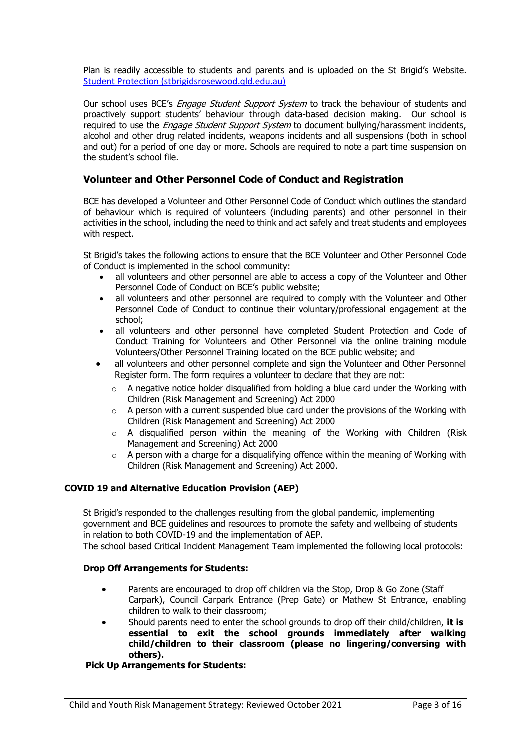Plan is readily accessible to students and parents and is uploaded on the St Brigid's Website. [Student Protection (stbrigidsrosewood.qld.edu.au)](stbrigidsrosewood.qld.edu.au)

Our school uses BCE's *Engage Student Support System* to track the behaviour of students and proactively support students' behaviour through data-based decision making. Our school is required to use the *Engage Student Support System* to document bullying/harassment incidents, alcohol and other drug related incidents, weapons incidents and all suspensions (both in school and out) for a period of one day or more. Schools are required to note a part time suspension on the student's school file.

## Volunteer and Other Personnel Code of Conduct and Registration

BCE has developed a Volunteer and Other Personnel Code of Conduct which outlines the standard of behaviour which is required of volunteers (including parents) and other personnel in their activities in the school, including the need to think and act safely and treat students and employees with respect.

St Brigid's takes the following actions to ensure that the BCE Volunteer and Other Personnel Code of Conduct is implemented in the school community:

- all volunteers and other personnel are able to access a copy of the Volunteer and Other Personnel Code of Conduct on BCE's public website;
- all volunteers and other personnel are required to comply with the Volunteer and Other Personnel Code of Conduct to continue their voluntary/professional engagement at the school;
- all volunteers and other personnel have completed Student Protection and Code of Conduct Training for Volunteers and Other Personnel via the online training module Volunteers/Other Personnel Training located on the BCE public website; and
- all volunteers and other personnel complete and sign the Volunteer and Other Personnel Register form. The form requires a volunteer to declare that they are not:
  - A negative notice holder disqualified from holding a blue card under the Working with Children (Risk Management and Screening) Act 2000
  - A person with a current suspended blue card under the provisions of the Working with Children (Risk Management and Screening) Act 2000
  - A disqualified person within the meaning of the Working with Children (Risk Management and Screening) Act 2000
  - A person with a charge for a disqualifying offence within the meaning of Working with Children (Risk Management and Screening) Act 2000.

### COVID 19 and Alternative Education Provision (AEP)

St Brigid's responded to the challenges resulting from the global pandemic, implementing government and BCE guidelines and resources to promote the safety and wellbeing of students in relation to both COVID-19 and the implementation of AEP.
The school based Critical Incident Management Team implemented the following local protocols:

**Drop Off Arrangements for Students:**

- Parents are encouraged to drop off children via the Stop, Drop & Go Zone (Staff Carpark), Council Carpark Entrance (Prep Gate) or Mathew St Entrance, enabling children to walk to their classroom;
- Should parents need to enter the school grounds to drop off their child/children, **it is essential to exit the school grounds immediately after walking child/children to their classroom (please no lingering/conversing with others).**

**Pick Up Arrangements for Students:**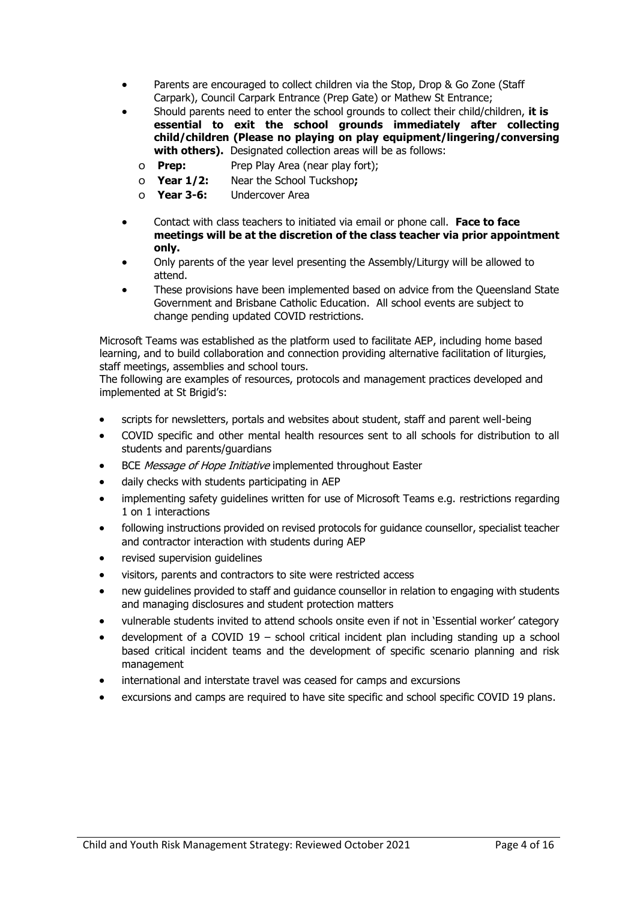- Parents are encouraged to collect children via the Stop, Drop & Go Zone (Staff Carpark), Council Carpark Entrance (Prep Gate) or Mathew St Entrance;
- Should parents need to enter the school grounds to collect their child/children, **it is essential to exit the school grounds immediately after collecting child/children (Please no playing on play equipment/lingering/conversing with others).** Designated collection areas will be as follows:
  - **Prep:** Prep Play Area (near play fort);
  - **Year 1/2:** Near the School Tuckshop**;**
  - **Year 3-6:** Undercover Area
- Contact with class teachers to initiated via email or phone call. **Face to face meetings will be at the discretion of the class teacher via prior appointment only.**
- Only parents of the year level presenting the Assembly/Liturgy will be allowed to attend.
- These provisions have been implemented based on advice from the Queensland State Government and Brisbane Catholic Education. All school events are subject to change pending updated COVID restrictions.

Microsoft Teams was established as the platform used to facilitate AEP, including home based learning, and to build collaboration and connection providing alternative facilitation of liturgies, staff meetings, assemblies and school tours.

The following are examples of resources, protocols and management practices developed and implemented at St Brigid's:

- scripts for newsletters, portals and websites about student, staff and parent well-being
- COVID specific and other mental health resources sent to all schools for distribution to all students and parents/guardians
- BCE *Message of Hope Initiative* implemented throughout Easter
- daily checks with students participating in AEP
- implementing safety guidelines written for use of Microsoft Teams e.g. restrictions regarding 1 on 1 interactions
- following instructions provided on revised protocols for guidance counsellor, specialist teacher and contractor interaction with students during AEP
- revised supervision guidelines
- visitors, parents and contractors to site were restricted access
- new guidelines provided to staff and guidance counsellor in relation to engaging with students and managing disclosures and student protection matters
- vulnerable students invited to attend schools onsite even if not in 'Essential worker' category
- development of a COVID 19 – school critical incident plan including standing up a school based critical incident teams and the development of specific scenario planning and risk management
- international and interstate travel was ceased for camps and excursions
- excursions and camps are required to have site specific and school specific COVID 19 plans.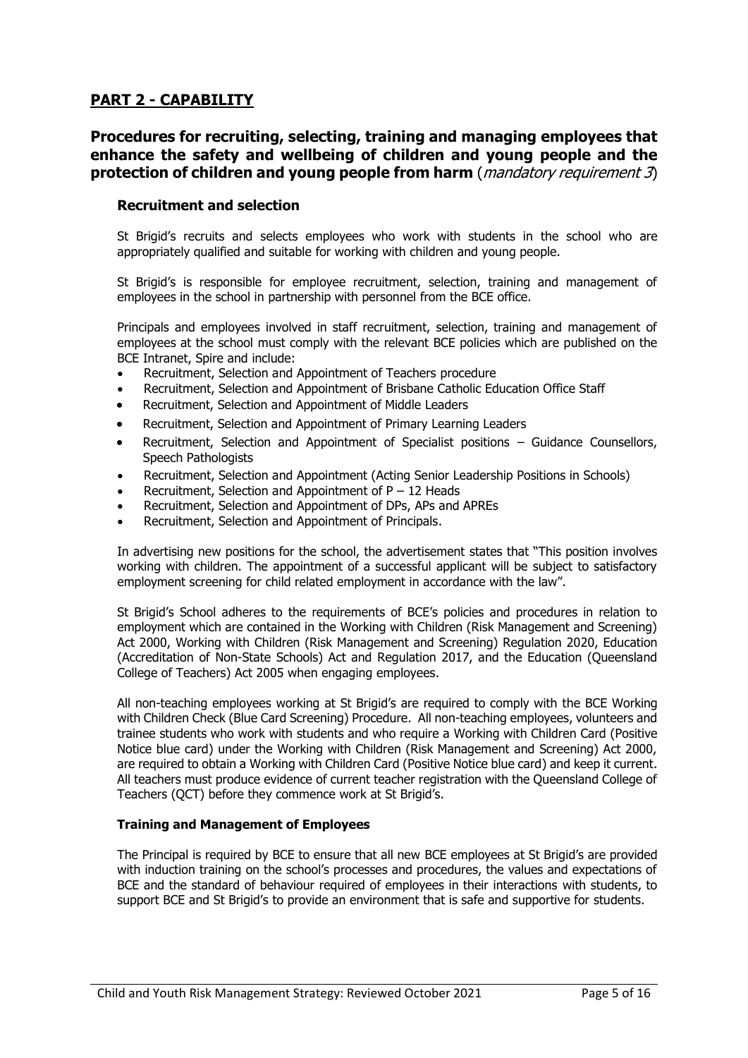## PART 2 - CAPABILITY

## Procedures for recruiting, selecting, training and managing employees that enhance the safety and wellbeing of children and young people and the protection of children and young people from harm (*mandatory requirement 3*)

### Recruitment and selection

St Brigid's recruits and selects employees who work with students in the school who are appropriately qualified and suitable for working with children and young people.

St Brigid's is responsible for employee recruitment, selection, training and management of employees in the school in partnership with personnel from the BCE office.

Principals and employees involved in staff recruitment, selection, training and management of employees at the school must comply with the relevant BCE policies which are published on the BCE Intranet, Spire and include:

- Recruitment, Selection and Appointment of Teachers procedure
- Recruitment, Selection and Appointment of Brisbane Catholic Education Office Staff
- Recruitment, Selection and Appointment of Middle Leaders
- Recruitment, Selection and Appointment of Primary Learning Leaders
- Recruitment, Selection and Appointment of Specialist positions – Guidance Counsellors, Speech Pathologists
- Recruitment, Selection and Appointment (Acting Senior Leadership Positions in Schools)
- Recruitment, Selection and Appointment of P – 12 Heads
- Recruitment, Selection and Appointment of DPs, APs and APREs
- Recruitment, Selection and Appointment of Principals.

In advertising new positions for the school, the advertisement states that "This position involves working with children. The appointment of a successful applicant will be subject to satisfactory employment screening for child related employment in accordance with the law".

St Brigid's School adheres to the requirements of BCE's policies and procedures in relation to employment which are contained in the Working with Children (Risk Management and Screening) Act 2000, Working with Children (Risk Management and Screening) Regulation 2020, Education (Accreditation of Non-State Schools) Act and Regulation 2017, and the Education (Queensland College of Teachers) Act 2005 when engaging employees.

All non-teaching employees working at St Brigid's are required to comply with the BCE Working with Children Check (Blue Card Screening) Procedure. All non-teaching employees, volunteers and trainee students who work with students and who require a Working with Children Card (Positive Notice blue card) under the Working with Children (Risk Management and Screening) Act 2000, are required to obtain a Working with Children Card (Positive Notice blue card) and keep it current. All teachers must produce evidence of current teacher registration with the Queensland College of Teachers (QCT) before they commence work at St Brigid's.

#### Training and Management of Employees

The Principal is required by BCE to ensure that all new BCE employees at St Brigid's are provided with induction training on the school's processes and procedures, the values and expectations of BCE and the standard of behaviour required of employees in their interactions with students, to support BCE and St Brigid's to provide an environment that is safe and supportive for students.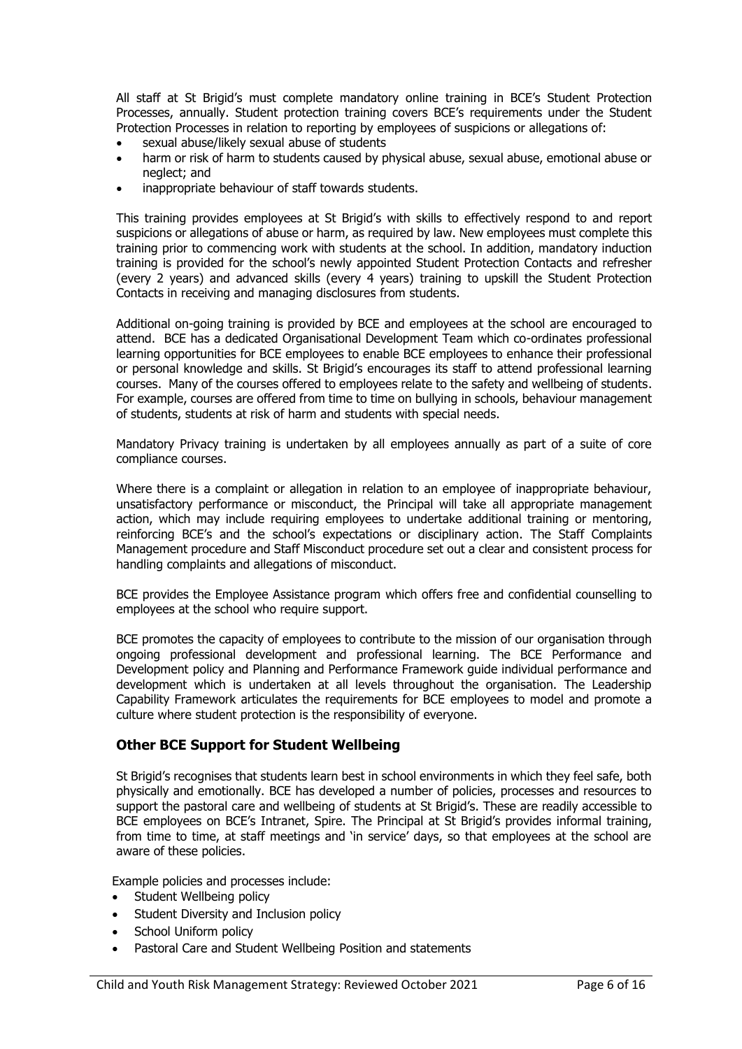All staff at St Brigid's must complete mandatory online training in BCE's Student Protection Processes, annually. Student protection training covers BCE's requirements under the Student Protection Processes in relation to reporting by employees of suspicions or allegations of:

- sexual abuse/likely sexual abuse of students
- harm or risk of harm to students caused by physical abuse, sexual abuse, emotional abuse or neglect; and
- inappropriate behaviour of staff towards students.

This training provides employees at St Brigid's with skills to effectively respond to and report suspicions or allegations of abuse or harm, as required by law. New employees must complete this training prior to commencing work with students at the school. In addition, mandatory induction training is provided for the school's newly appointed Student Protection Contacts and refresher (every 2 years) and advanced skills (every 4 years) training to upskill the Student Protection Contacts in receiving and managing disclosures from students.

Additional on-going training is provided by BCE and employees at the school are encouraged to attend. BCE has a dedicated Organisational Development Team which co-ordinates professional learning opportunities for BCE employees to enable BCE employees to enhance their professional or personal knowledge and skills. St Brigid's encourages its staff to attend professional learning courses. Many of the courses offered to employees relate to the safety and wellbeing of students. For example, courses are offered from time to time on bullying in schools, behaviour management of students, students at risk of harm and students with special needs.

Mandatory Privacy training is undertaken by all employees annually as part of a suite of core compliance courses.

Where there is a complaint or allegation in relation to an employee of inappropriate behaviour, unsatisfactory performance or misconduct, the Principal will take all appropriate management action, which may include requiring employees to undertake additional training or mentoring, reinforcing BCE's and the school's expectations or disciplinary action. The Staff Complaints Management procedure and Staff Misconduct procedure set out a clear and consistent process for handling complaints and allegations of misconduct.

BCE provides the Employee Assistance program which offers free and confidential counselling to employees at the school who require support.

BCE promotes the capacity of employees to contribute to the mission of our organisation through ongoing professional development and professional learning. The BCE Performance and Development policy and Planning and Performance Framework guide individual performance and development which is undertaken at all levels throughout the organisation. The Leadership Capability Framework articulates the requirements for BCE employees to model and promote a culture where student protection is the responsibility of everyone.

## Other BCE Support for Student Wellbeing

St Brigid's recognises that students learn best in school environments in which they feel safe, both physically and emotionally. BCE has developed a number of policies, processes and resources to support the pastoral care and wellbeing of students at St Brigid's. These are readily accessible to BCE employees on BCE's Intranet, Spire. The Principal at St Brigid's provides informal training, from time to time, at staff meetings and 'in service' days, so that employees at the school are aware of these policies.

Example policies and processes include:

- Student Wellbeing policy
- Student Diversity and Inclusion policy
- School Uniform policy
- Pastoral Care and Student Wellbeing Position and statements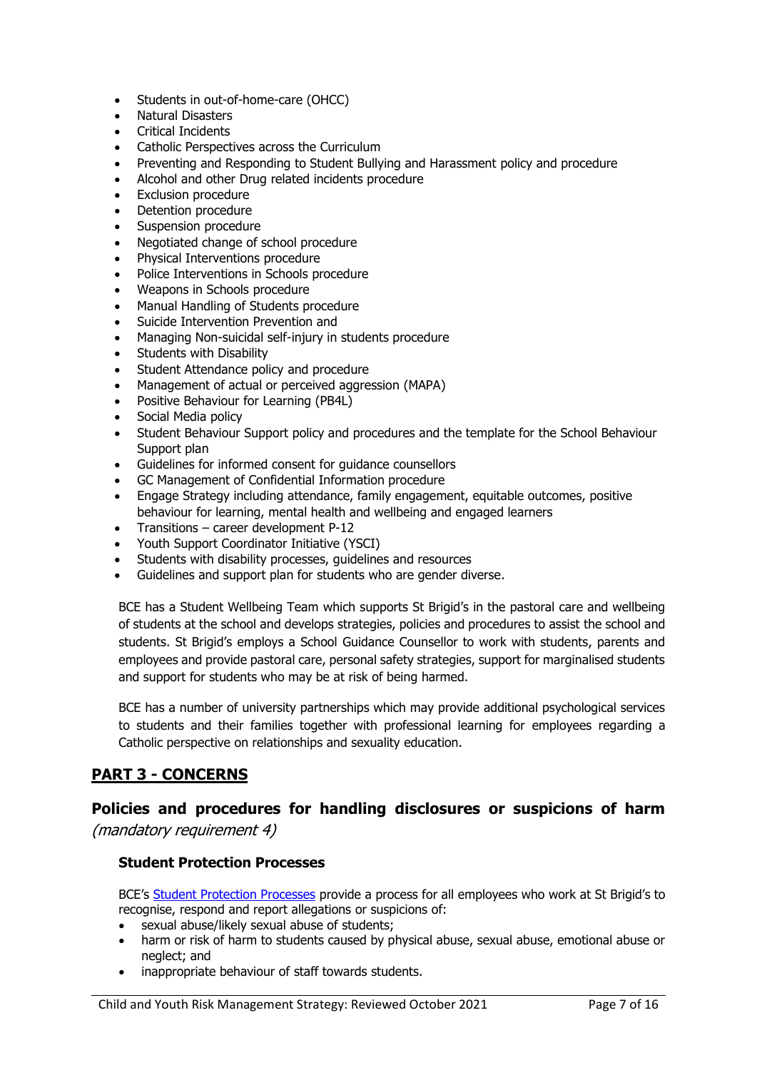- Students in out-of-home-care (OHCC)
- Natural Disasters
- Critical Incidents
- Catholic Perspectives across the Curriculum
- Preventing and Responding to Student Bullying and Harassment policy and procedure
- Alcohol and other Drug related incidents procedure
- Exclusion procedure
- Detention procedure
- Suspension procedure
- Negotiated change of school procedure
- Physical Interventions procedure
- Police Interventions in Schools procedure
- Weapons in Schools procedure
- Manual Handling of Students procedure
- Suicide Intervention Prevention and
- Managing Non-suicidal self-injury in students procedure
- Students with Disability
- Student Attendance policy and procedure
- Management of actual or perceived aggression (MAPA)
- Positive Behaviour for Learning (PB4L)
- Social Media policy
- Student Behaviour Support policy and procedures and the template for the School Behaviour Support plan
- Guidelines for informed consent for guidance counsellors
- GC Management of Confidential Information procedure
- Engage Strategy including attendance, family engagement, equitable outcomes, positive behaviour for learning, mental health and wellbeing and engaged learners
- Transitions – career development P-12
- Youth Support Coordinator Initiative (YSCI)
- Students with disability processes, guidelines and resources
- Guidelines and support plan for students who are gender diverse.

BCE has a Student Wellbeing Team which supports St Brigid's in the pastoral care and wellbeing of students at the school and develops strategies, policies and procedures to assist the school and students. St Brigid's employs a School Guidance Counsellor to work with students, parents and employees and provide pastoral care, personal safety strategies, support for marginalised students and support for students who may be at risk of being harmed.

BCE has a number of university partnerships which may provide additional psychological services to students and their families together with professional learning for employees regarding a Catholic perspective on relationships and sexuality education.

## PART 3 - CONCERNS

## Policies and procedures for handling disclosures or suspicions of harm *(mandatory requirement 4)*

### Student Protection Processes

BCE's Student Protection Processes provide a process for all employees who work at St Brigid's to recognise, respond and report allegations or suspicions of:

- sexual abuse/likely sexual abuse of students;
- harm or risk of harm to students caused by physical abuse, sexual abuse, emotional abuse or neglect; and
- inappropriate behaviour of staff towards students.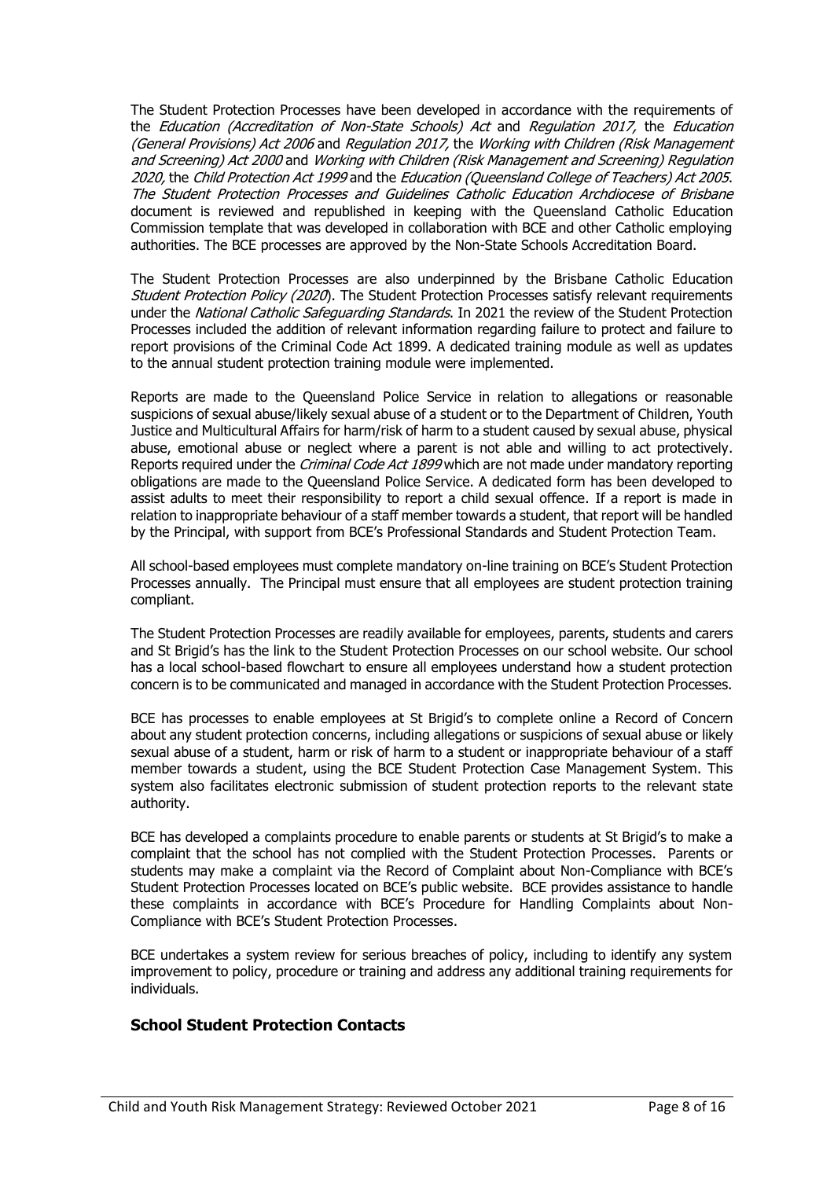The Student Protection Processes have been developed in accordance with the requirements of the *Education (Accreditation of Non-State Schools) Act* and *Regulation 2017,* the *Education (General Provisions) Act 2006* and *Regulation 2017,* the *Working with Children (Risk Management and Screening) Act 2000* and *Working with Children (Risk Management and Screening) Regulation 2020,* the *Child Protection Act 1999* and the *Education (Queensland College of Teachers) Act 2005*. *The Student Protection Processes and Guidelines Catholic Education Archdiocese of Brisbane* document is reviewed and republished in keeping with the Queensland Catholic Education Commission template that was developed in collaboration with BCE and other Catholic employing authorities. The BCE processes are approved by the Non-State Schools Accreditation Board.

The Student Protection Processes are also underpinned by the Brisbane Catholic Education *Student Protection Policy (2020*). The Student Protection Processes satisfy relevant requirements under the *National Catholic Safeguarding Standards*. In 2021 the review of the Student Protection Processes included the addition of relevant information regarding failure to protect and failure to report provisions of the Criminal Code Act 1899. A dedicated training module as well as updates to the annual student protection training module were implemented.

Reports are made to the Queensland Police Service in relation to allegations or reasonable suspicions of sexual abuse/likely sexual abuse of a student or to the Department of Children, Youth Justice and Multicultural Affairs for harm/risk of harm to a student caused by sexual abuse, physical abuse, emotional abuse or neglect where a parent is not able and willing to act protectively. Reports required under the *Criminal Code Act 1899* which are not made under mandatory reporting obligations are made to the Queensland Police Service. A dedicated form has been developed to assist adults to meet their responsibility to report a child sexual offence. If a report is made in relation to inappropriate behaviour of a staff member towards a student, that report will be handled by the Principal, with support from BCE's Professional Standards and Student Protection Team.

All school-based employees must complete mandatory on-line training on BCE's Student Protection Processes annually. The Principal must ensure that all employees are student protection training compliant.

The Student Protection Processes are readily available for employees, parents, students and carers and St Brigid's has the link to the Student Protection Processes on our school website. Our school has a local school-based flowchart to ensure all employees understand how a student protection concern is to be communicated and managed in accordance with the Student Protection Processes.

BCE has processes to enable employees at St Brigid's to complete online a Record of Concern about any student protection concerns, including allegations or suspicions of sexual abuse or likely sexual abuse of a student, harm or risk of harm to a student or inappropriate behaviour of a staff member towards a student, using the BCE Student Protection Case Management System. This system also facilitates electronic submission of student protection reports to the relevant state authority.

BCE has developed a complaints procedure to enable parents or students at St Brigid's to make a complaint that the school has not complied with the Student Protection Processes. Parents or students may make a complaint via the Record of Complaint about Non-Compliance with BCE's Student Protection Processes located on BCE's public website. BCE provides assistance to handle these complaints in accordance with BCE's Procedure for Handling Complaints about Non-Compliance with BCE's Student Protection Processes.

BCE undertakes a system review for serious breaches of policy, including to identify any system improvement to policy, procedure or training and address any additional training requirements for individuals.

## School Student Protection Contacts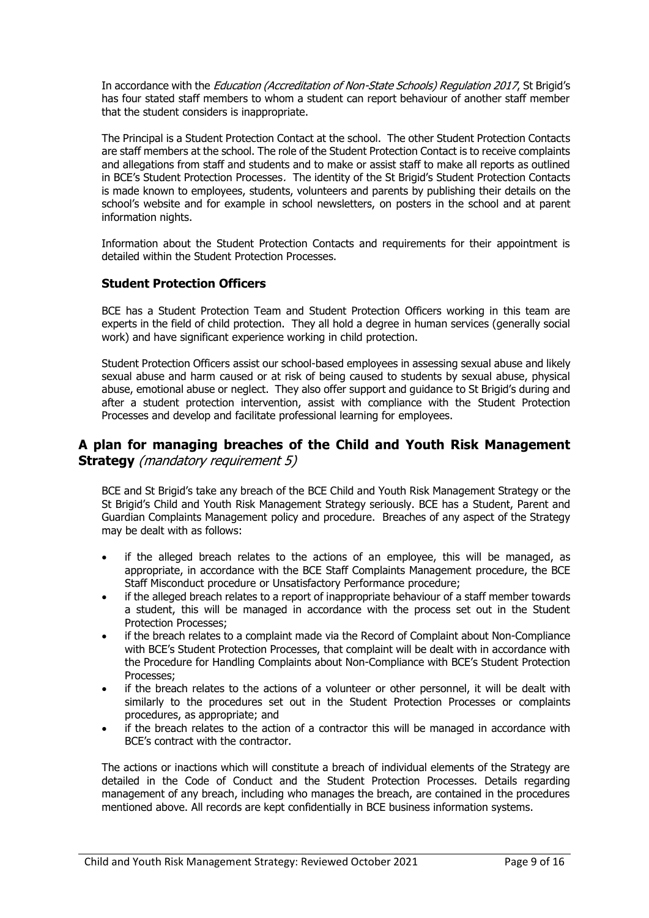In accordance with the *Education (Accreditation of Non-State Schools) Regulation 2017*, St Brigid's has four stated staff members to whom a student can report behaviour of another staff member that the student considers is inappropriate.

The Principal is a Student Protection Contact at the school. The other Student Protection Contacts are staff members at the school. The role of the Student Protection Contact is to receive complaints and allegations from staff and students and to make or assist staff to make all reports as outlined in BCE's Student Protection Processes*.* The identity of the St Brigid's Student Protection Contacts is made known to employees, students, volunteers and parents by publishing their details on the school's website and for example in school newsletters, on posters in the school and at parent information nights.

Information about the Student Protection Contacts and requirements for their appointment is detailed within the Student Protection Processes.

### Student Protection Officers

BCE has a Student Protection Team and Student Protection Officers working in this team are experts in the field of child protection. They all hold a degree in human services (generally social work) and have significant experience working in child protection.

Student Protection Officers assist our school-based employees in assessing sexual abuse and likely sexual abuse and harm caused or at risk of being caused to students by sexual abuse, physical abuse, emotional abuse or neglect. They also offer support and guidance to St Brigid's during and after a student protection intervention, assist with compliance with the Student Protection Processes and develop and facilitate professional learning for employees.

## A plan for managing breaches of the Child and Youth Risk Management Strategy *(mandatory requirement 5)*

BCE and St Brigid's take any breach of the BCE Child and Youth Risk Management Strategy or the St Brigid's Child and Youth Risk Management Strategy seriously. BCE has a Student, Parent and Guardian Complaints Management policy and procedure. Breaches of any aspect of the Strategy may be dealt with as follows:

- if the alleged breach relates to the actions of an employee, this will be managed, as appropriate, in accordance with the BCE Staff Complaints Management procedure, the BCE Staff Misconduct procedure or Unsatisfactory Performance procedure;
- if the alleged breach relates to a report of inappropriate behaviour of a staff member towards a student, this will be managed in accordance with the process set out in the Student Protection Processes;
- if the breach relates to a complaint made via the Record of Complaint about Non-Compliance with BCE's Student Protection Processes, that complaint will be dealt with in accordance with the Procedure for Handling Complaints about Non-Compliance with BCE's Student Protection Processes;
- if the breach relates to the actions of a volunteer or other personnel, it will be dealt with similarly to the procedures set out in the Student Protection Processes or complaints procedures, as appropriate; and
- if the breach relates to the action of a contractor this will be managed in accordance with BCE's contract with the contractor.

The actions or inactions which will constitute a breach of individual elements of the Strategy are detailed in the Code of Conduct and the Student Protection Processes. Details regarding management of any breach, including who manages the breach, are contained in the procedures mentioned above. All records are kept confidentially in BCE business information systems.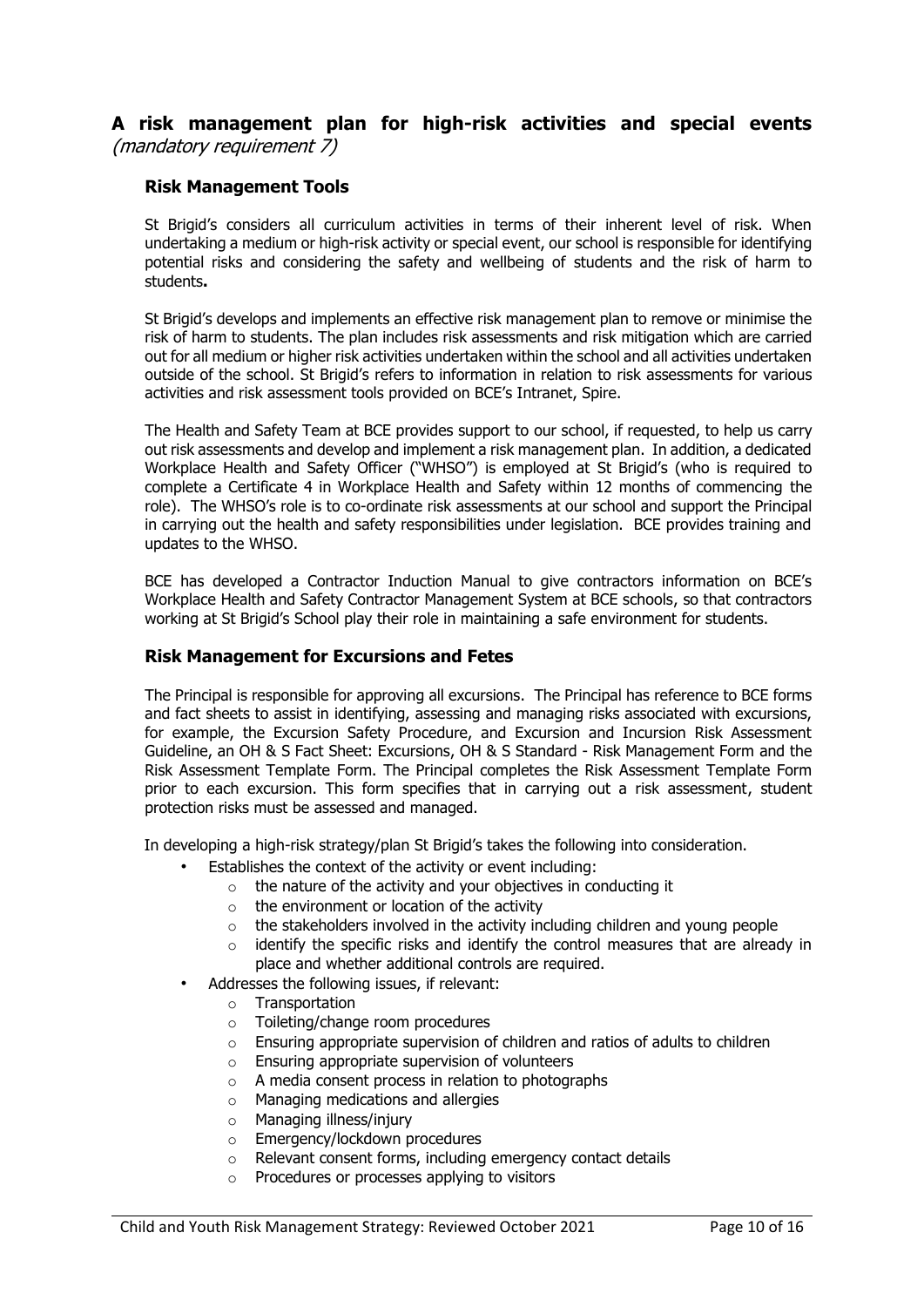## A risk management plan for high-risk activities and special events *(mandatory requirement 7)*

### Risk Management Tools

St Brigid's considers all curriculum activities in terms of their inherent level of risk. When undertaking a medium or high-risk activity or special event, our school is responsible for identifying potential risks and considering the safety and wellbeing of students and the risk of harm to students**.**

St Brigid's develops and implements an effective risk management plan to remove or minimise the risk of harm to students. The plan includes risk assessments and risk mitigation which are carried out for all medium or higher risk activities undertaken within the school and all activities undertaken outside of the school. St Brigid's refers to information in relation to risk assessments for various activities and risk assessment tools provided on BCE's Intranet, Spire.

The Health and Safety Team at BCE provides support to our school, if requested, to help us carry out risk assessments and develop and implement a risk management plan. In addition, a dedicated Workplace Health and Safety Officer ("WHSO") is employed at St Brigid's (who is required to complete a Certificate 4 in Workplace Health and Safety within 12 months of commencing the role). The WHSO's role is to co-ordinate risk assessments at our school and support the Principal in carrying out the health and safety responsibilities under legislation. BCE provides training and updates to the WHSO.

BCE has developed a Contractor Induction Manual to give contractors information on BCE's Workplace Health and Safety Contractor Management System at BCE schools, so that contractors working at St Brigid's School play their role in maintaining a safe environment for students.

### Risk Management for Excursions and Fetes

The Principal is responsible for approving all excursions. The Principal has reference to BCE forms and fact sheets to assist in identifying, assessing and managing risks associated with excursions, for example, the Excursion Safety Procedure, and Excursion and Incursion Risk Assessment Guideline, an OH & S Fact Sheet: Excursions, OH & S Standard - Risk Management Form and the Risk Assessment Template Form. The Principal completes the Risk Assessment Template Form prior to each excursion. This form specifies that in carrying out a risk assessment, student protection risks must be assessed and managed.

In developing a high-risk strategy/plan St Brigid's takes the following into consideration.

- Establishes the context of the activity or event including:
  - the nature of the activity and your objectives in conducting it
  - the environment or location of the activity
  - the stakeholders involved in the activity including children and young people
  - identify the specific risks and identify the control measures that are already in place and whether additional controls are required.
- Addresses the following issues, if relevant:
  - Transportation
  - Toileting/change room procedures
  - Ensuring appropriate supervision of children and ratios of adults to children
  - Ensuring appropriate supervision of volunteers
  - A media consent process in relation to photographs
  - Managing medications and allergies
  - Managing illness/injury
  - Emergency/lockdown procedures
  - Relevant consent forms, including emergency contact details
  - Procedures or processes applying to visitors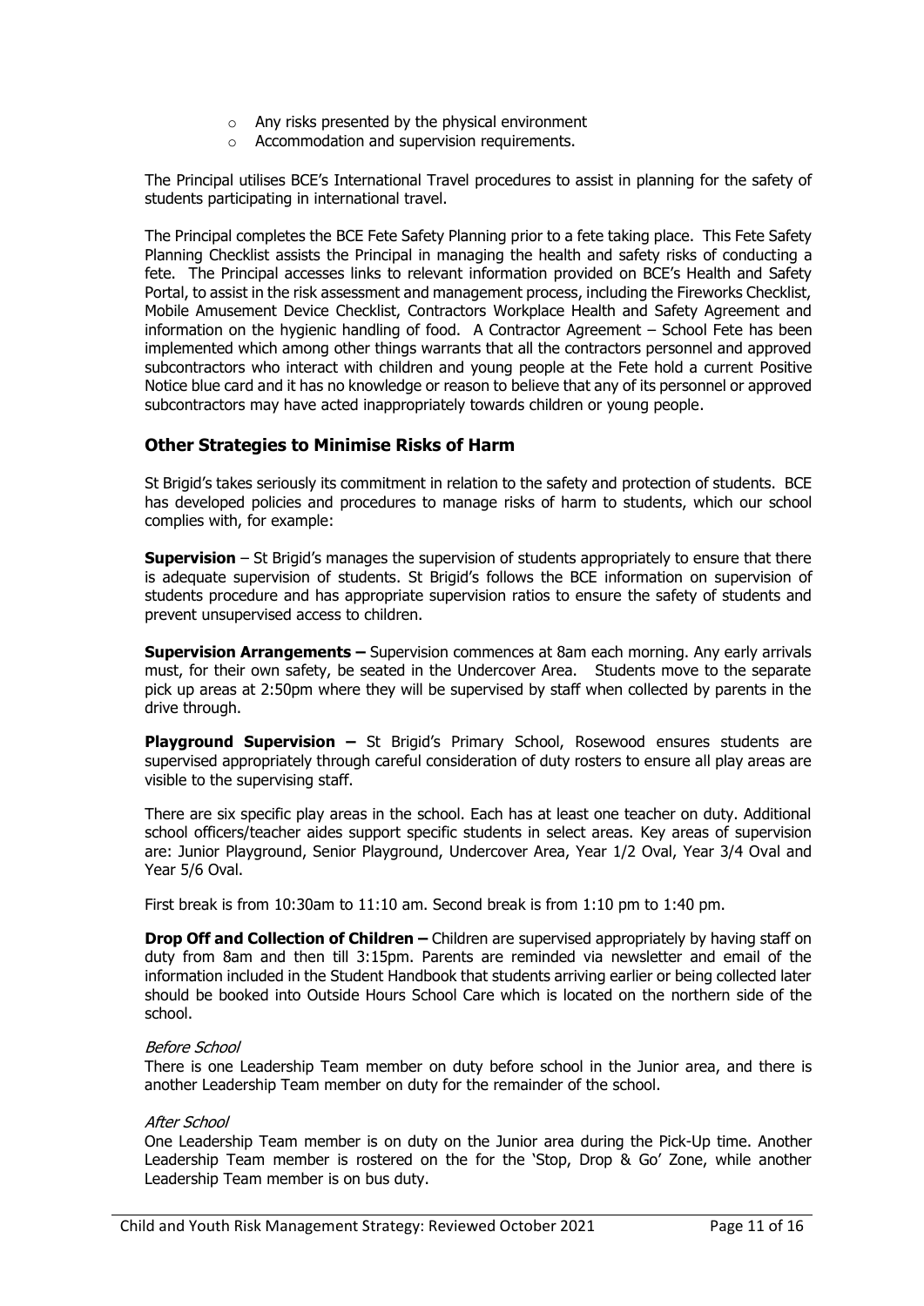- Any risks presented by the physical environment
- Accommodation and supervision requirements.

The Principal utilises BCE's International Travel procedures to assist in planning for the safety of students participating in international travel.

The Principal completes the BCE Fete Safety Planning prior to a fete taking place. This Fete Safety Planning Checklist assists the Principal in managing the health and safety risks of conducting a fete. The Principal accesses links to relevant information provided on BCE's Health and Safety Portal, to assist in the risk assessment and management process, including the Fireworks Checklist, Mobile Amusement Device Checklist, Contractors Workplace Health and Safety Agreement and information on the hygienic handling of food. A Contractor Agreement – School Fete has been implemented which among other things warrants that all the contractors personnel and approved subcontractors who interact with children and young people at the Fete hold a current Positive Notice blue card and it has no knowledge or reason to believe that any of its personnel or approved subcontractors may have acted inappropriately towards children or young people.

## Other Strategies to Minimise Risks of Harm

St Brigid's takes seriously its commitment in relation to the safety and protection of students. BCE has developed policies and procedures to manage risks of harm to students, which our school complies with, for example:

**Supervision** – St Brigid's manages the supervision of students appropriately to ensure that there is adequate supervision of students. St Brigid's follows the BCE information on supervision of students procedure and has appropriate supervision ratios to ensure the safety of students and prevent unsupervised access to children.

**Supervision Arrangements –** Supervision commences at 8am each morning. Any early arrivals must, for their own safety, be seated in the Undercover Area. Students move to the separate pick up areas at 2:50pm where they will be supervised by staff when collected by parents in the drive through.

**Playground Supervision –** St Brigid's Primary School, Rosewood ensures students are supervised appropriately through careful consideration of duty rosters to ensure all play areas are visible to the supervising staff.

There are six specific play areas in the school. Each has at least one teacher on duty. Additional school officers/teacher aides support specific students in select areas. Key areas of supervision are: Junior Playground, Senior Playground, Undercover Area, Year 1/2 Oval, Year 3/4 Oval and Year 5/6 Oval.

First break is from 10:30am to 11:10 am. Second break is from 1:10 pm to 1:40 pm.

**Drop Off and Collection of Children –** Children are supervised appropriately by having staff on duty from 8am and then till 3:15pm. Parents are reminded via newsletter and email of the information included in the Student Handbook that students arriving earlier or being collected later should be booked into Outside Hours School Care which is located on the northern side of the school.

*Before School*

There is one Leadership Team member on duty before school in the Junior area, and there is another Leadership Team member on duty for the remainder of the school.

*After School*

One Leadership Team member is on duty on the Junior area during the Pick-Up time. Another Leadership Team member is rostered on the for the 'Stop, Drop & Go' Zone, while another Leadership Team member is on bus duty.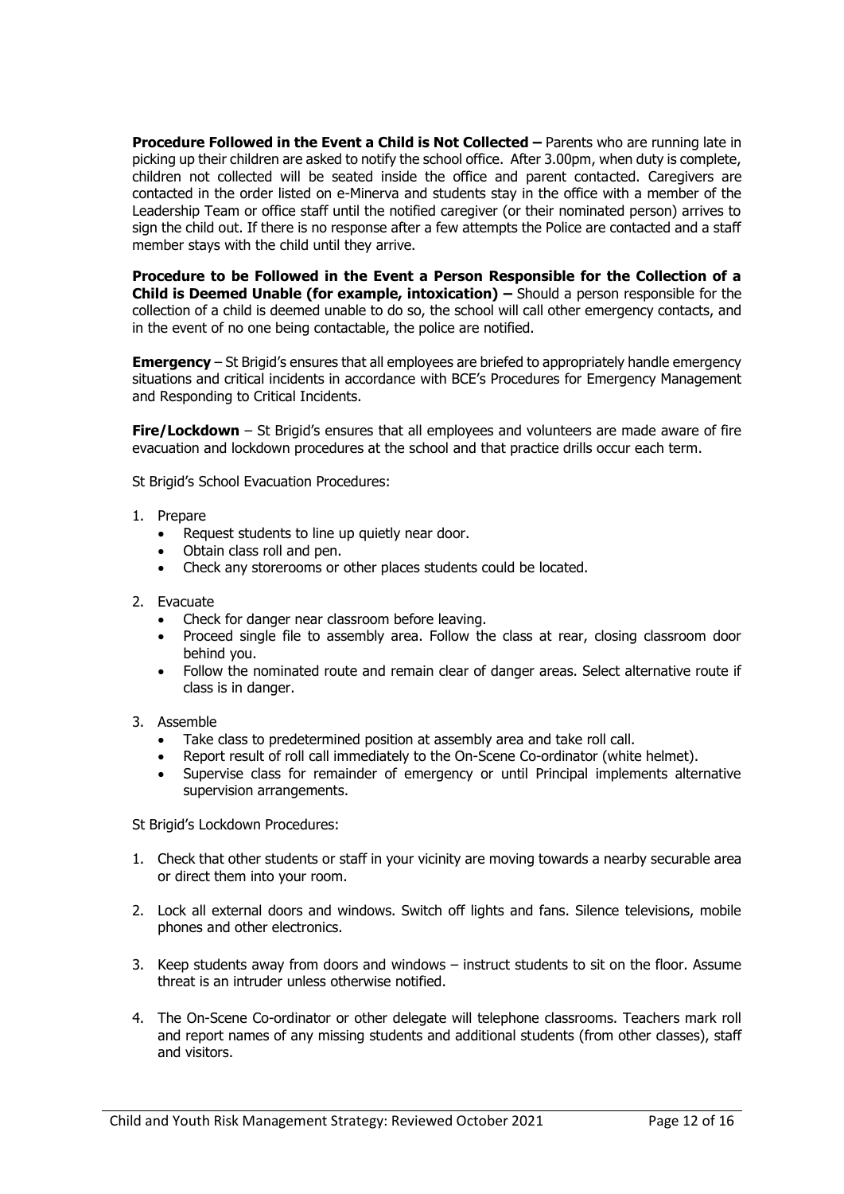**Procedure Followed in the Event a Child is Not Collected –** Parents who are running late in picking up their children are asked to notify the school office. After 3.00pm, when duty is complete, children not collected will be seated inside the office and parent contacted. Caregivers are contacted in the order listed on e-Minerva and students stay in the office with a member of the Leadership Team or office staff until the notified caregiver (or their nominated person) arrives to sign the child out. If there is no response after a few attempts the Police are contacted and a staff member stays with the child until they arrive.

**Procedure to be Followed in the Event a Person Responsible for the Collection of a Child is Deemed Unable (for example, intoxication) –** Should a person responsible for the collection of a child is deemed unable to do so, the school will call other emergency contacts, and in the event of no one being contactable, the police are notified.

**Emergency** – St Brigid's ensures that all employees are briefed to appropriately handle emergency situations and critical incidents in accordance with BCE's Procedures for Emergency Management and Responding to Critical Incidents.

**Fire/Lockdown** – St Brigid's ensures that all employees and volunteers are made aware of fire evacuation and lockdown procedures at the school and that practice drills occur each term.

St Brigid's School Evacuation Procedures:

1. Prepare
   - Request students to line up quietly near door.
   - Obtain class roll and pen.
   - Check any storerooms or other places students could be located.
2. Evacuate
   - Check for danger near classroom before leaving.
   - Proceed single file to assembly area. Follow the class at rear, closing classroom door behind you.
   - Follow the nominated route and remain clear of danger areas. Select alternative route if class is in danger.
3. Assemble
   - Take class to predetermined position at assembly area and take roll call.
   - Report result of roll call immediately to the On-Scene Co-ordinator (white helmet).
   - Supervise class for remainder of emergency or until Principal implements alternative supervision arrangements.

St Brigid's Lockdown Procedures:

1. Check that other students or staff in your vicinity are moving towards a nearby securable area or direct them into your room.
2. Lock all external doors and windows. Switch off lights and fans. Silence televisions, mobile phones and other electronics.
3. Keep students away from doors and windows – instruct students to sit on the floor. Assume threat is an intruder unless otherwise notified.
4. The On-Scene Co-ordinator or other delegate will telephone classrooms. Teachers mark roll and report names of any missing students and additional students (from other classes), staff and visitors.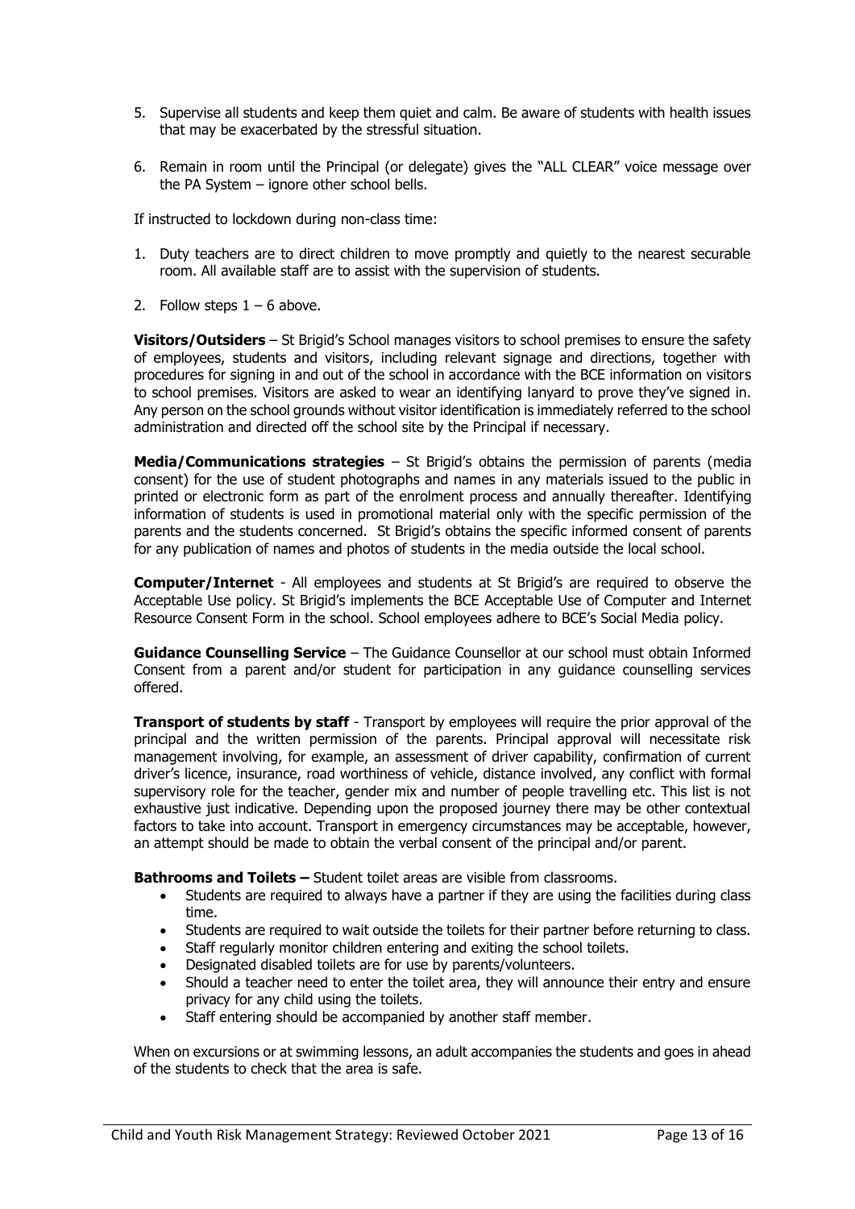5. Supervise all students and keep them quiet and calm. Be aware of students with health issues that may be exacerbated by the stressful situation.

6. Remain in room until the Principal (or delegate) gives the "ALL CLEAR" voice message over the PA System – ignore other school bells.

If instructed to lockdown during non-class time:

1. Duty teachers are to direct children to move promptly and quietly to the nearest securable room. All available staff are to assist with the supervision of students.

2. Follow steps 1 – 6 above.

**Visitors/Outsiders** – St Brigid's School manages visitors to school premises to ensure the safety of employees, students and visitors, including relevant signage and directions, together with procedures for signing in and out of the school in accordance with the BCE information on visitors to school premises. Visitors are asked to wear an identifying lanyard to prove they've signed in. Any person on the school grounds without visitor identification is immediately referred to the school administration and directed off the school site by the Principal if necessary.

**Media/Communications strategies** – St Brigid's obtains the permission of parents (media consent) for the use of student photographs and names in any materials issued to the public in printed or electronic form as part of the enrolment process and annually thereafter. Identifying information of students is used in promotional material only with the specific permission of the parents and the students concerned. St Brigid's obtains the specific informed consent of parents for any publication of names and photos of students in the media outside the local school.

**Computer/Internet** - All employees and students at St Brigid's are required to observe the Acceptable Use policy. St Brigid's implements the BCE Acceptable Use of Computer and Internet Resource Consent Form in the school. School employees adhere to BCE's Social Media policy.

**Guidance Counselling Service** – The Guidance Counsellor at our school must obtain Informed Consent from a parent and/or student for participation in any guidance counselling services offered.

**Transport of students by staff** - Transport by employees will require the prior approval of the principal and the written permission of the parents. Principal approval will necessitate risk management involving, for example, an assessment of driver capability, confirmation of current driver's licence, insurance, road worthiness of vehicle, distance involved, any conflict with formal supervisory role for the teacher, gender mix and number of people travelling etc. This list is not exhaustive just indicative. Depending upon the proposed journey there may be other contextual factors to take into account. Transport in emergency circumstances may be acceptable, however, an attempt should be made to obtain the verbal consent of the principal and/or parent.

**Bathrooms and Toilets –** Student toilet areas are visible from classrooms.

- Students are required to always have a partner if they are using the facilities during class time.
- Students are required to wait outside the toilets for their partner before returning to class.
- Staff regularly monitor children entering and exiting the school toilets.
- Designated disabled toilets are for use by parents/volunteers.
- Should a teacher need to enter the toilet area, they will announce their entry and ensure privacy for any child using the toilets.
- Staff entering should be accompanied by another staff member.

When on excursions or at swimming lessons, an adult accompanies the students and goes in ahead of the students to check that the area is safe.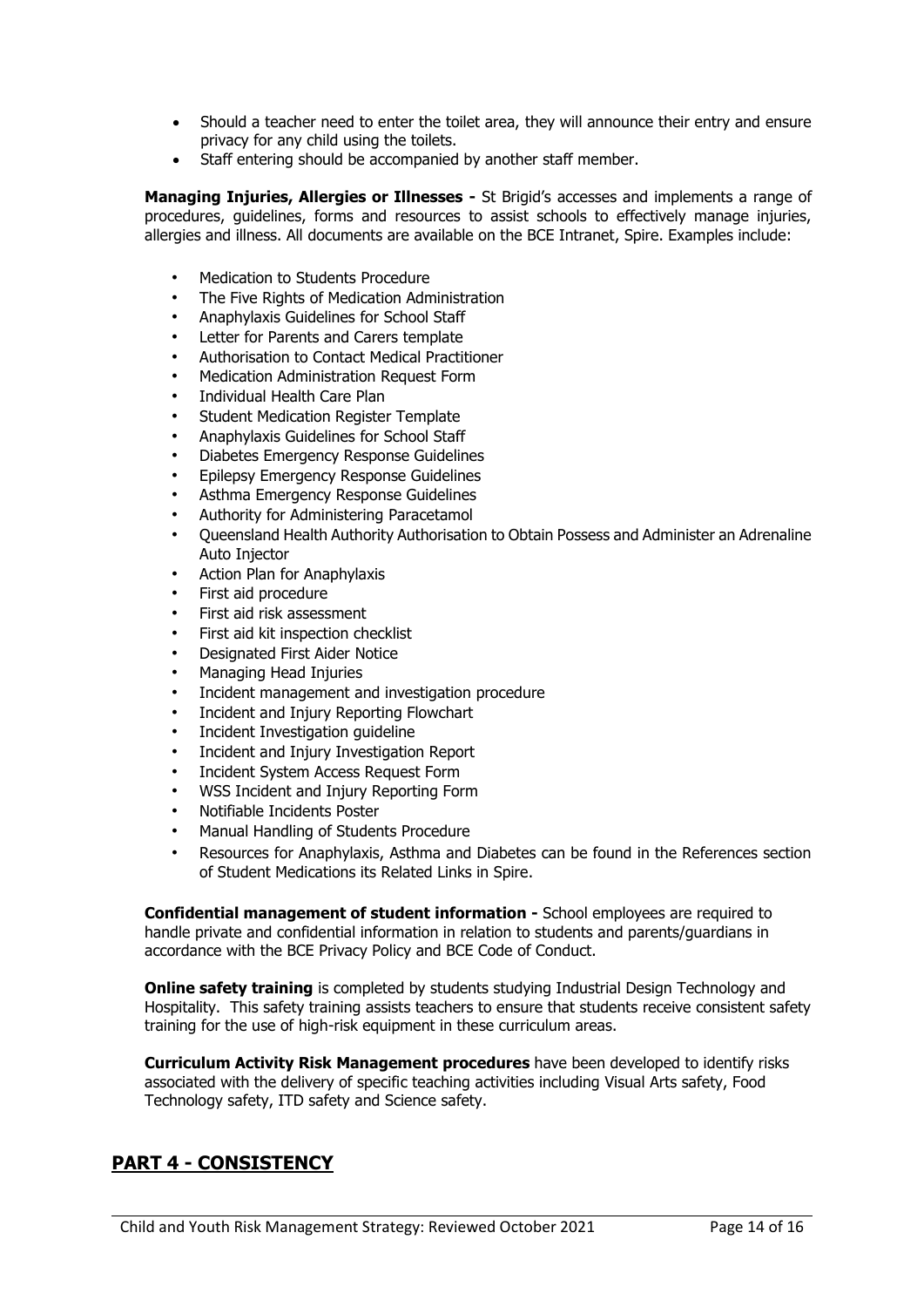- Should a teacher need to enter the toilet area, they will announce their entry and ensure privacy for any child using the toilets.
- Staff entering should be accompanied by another staff member.

**Managing Injuries, Allergies or Illnesses -** St Brigid's accesses and implements a range of procedures, guidelines, forms and resources to assist schools to effectively manage injuries, allergies and illness. All documents are available on the BCE Intranet, Spire. Examples include:

- Medication to Students Procedure
- The Five Rights of Medication Administration
- Anaphylaxis Guidelines for School Staff
- Letter for Parents and Carers template
- Authorisation to Contact Medical Practitioner
- Medication Administration Request Form
- Individual Health Care Plan
- Student Medication Register Template
- Anaphylaxis Guidelines for School Staff
- Diabetes Emergency Response Guidelines
- Epilepsy Emergency Response Guidelines
- Asthma Emergency Response Guidelines
- Authority for Administering Paracetamol
- Queensland Health Authority Authorisation to Obtain Possess and Administer an Adrenaline Auto Injector
- Action Plan for Anaphylaxis
- First aid procedure
- First aid risk assessment
- First aid kit inspection checklist
- Designated First Aider Notice
- Managing Head Injuries
- Incident management and investigation procedure
- Incident and Injury Reporting Flowchart
- Incident Investigation guideline
- Incident and Injury Investigation Report
- Incident System Access Request Form
- WSS Incident and Injury Reporting Form
- Notifiable Incidents Poster
- Manual Handling of Students Procedure
- Resources for Anaphylaxis, Asthma and Diabetes can be found in the References section of Student Medications its Related Links in Spire.

**Confidential management of student information -** School employees are required to handle private and confidential information in relation to students and parents/guardians in accordance with the BCE Privacy Policy and BCE Code of Conduct.

**Online safety training** is completed by students studying Industrial Design Technology and Hospitality. This safety training assists teachers to ensure that students receive consistent safety training for the use of high-risk equipment in these curriculum areas.

**Curriculum Activity Risk Management procedures** have been developed to identify risks associated with the delivery of specific teaching activities including Visual Arts safety, Food Technology safety, ITD safety and Science safety.

## PART 4 - CONSISTENCY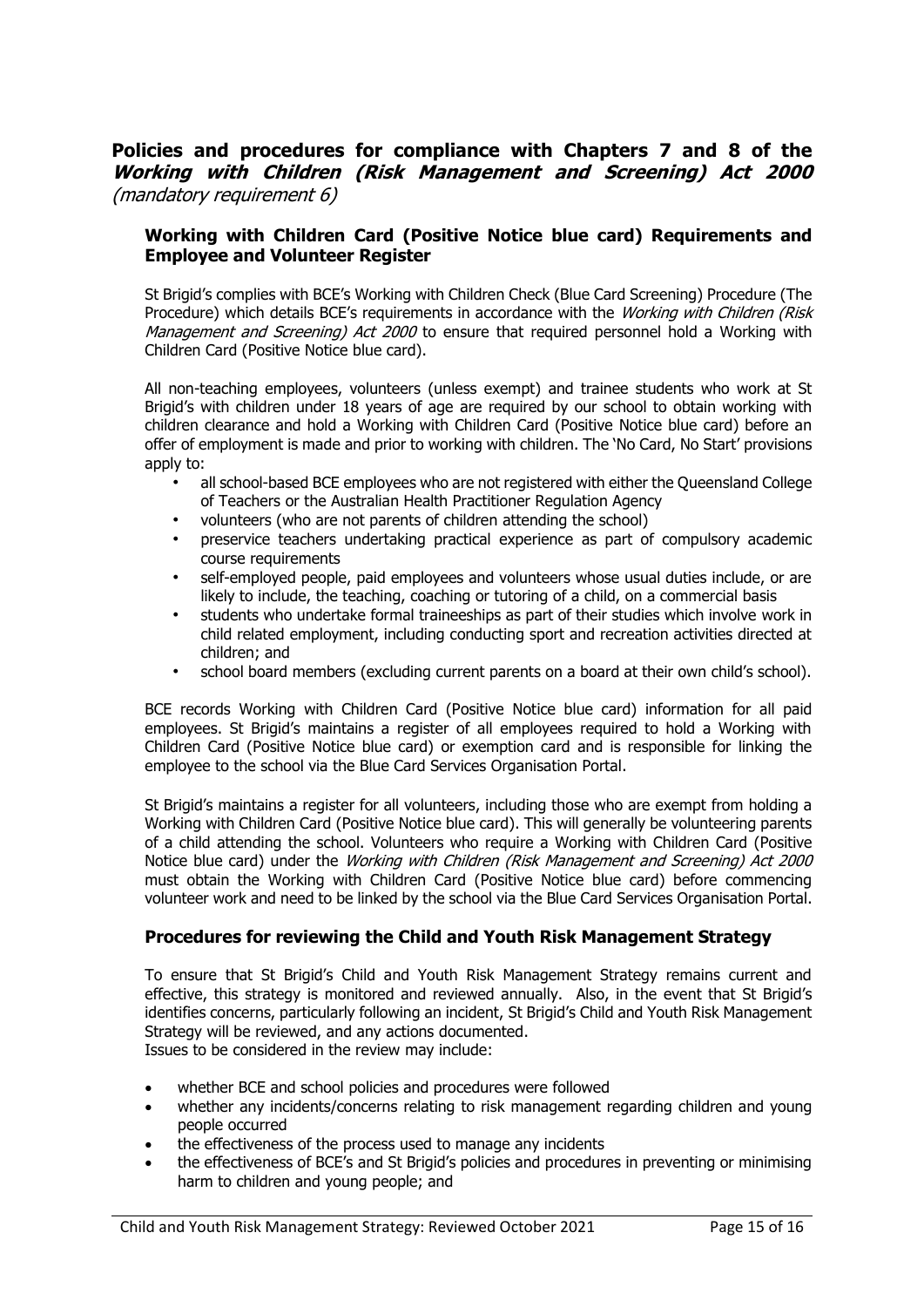## Policies and procedures for compliance with Chapters 7 and 8 of the *Working with Children (Risk Management and Screening) Act 2000* *(mandatory requirement 6)*

### Working with Children Card (Positive Notice blue card) Requirements and Employee and Volunteer Register

St Brigid's complies with BCE's Working with Children Check (Blue Card Screening) Procedure (The Procedure) which details BCE's requirements in accordance with the *Working with Children (Risk Management and Screening) Act 2000* to ensure that required personnel hold a Working with Children Card (Positive Notice blue card).

All non-teaching employees, volunteers (unless exempt) and trainee students who work at St Brigid's with children under 18 years of age are required by our school to obtain working with children clearance and hold a Working with Children Card (Positive Notice blue card) before an offer of employment is made and prior to working with children. The 'No Card, No Start' provisions apply to:

- all school-based BCE employees who are not registered with either the Queensland College of Teachers or the Australian Health Practitioner Regulation Agency
- volunteers (who are not parents of children attending the school)
- preservice teachers undertaking practical experience as part of compulsory academic course requirements
- self-employed people, paid employees and volunteers whose usual duties include, or are likely to include, the teaching, coaching or tutoring of a child, on a commercial basis
- students who undertake formal traineeships as part of their studies which involve work in child related employment, including conducting sport and recreation activities directed at children; and
- school board members (excluding current parents on a board at their own child's school).

BCE records Working with Children Card (Positive Notice blue card) information for all paid employees. St Brigid's maintains a register of all employees required to hold a Working with Children Card (Positive Notice blue card) or exemption card and is responsible for linking the employee to the school via the Blue Card Services Organisation Portal.

St Brigid's maintains a register for all volunteers, including those who are exempt from holding a Working with Children Card (Positive Notice blue card). This will generally be volunteering parents of a child attending the school. Volunteers who require a Working with Children Card (Positive Notice blue card) under the *Working with Children (Risk Management and Screening) Act 2000* must obtain the Working with Children Card (Positive Notice blue card) before commencing volunteer work and need to be linked by the school via the Blue Card Services Organisation Portal.

### Procedures for reviewing the Child and Youth Risk Management Strategy

To ensure that St Brigid's Child and Youth Risk Management Strategy remains current and effective, this strategy is monitored and reviewed annually. Also, in the event that St Brigid's identifies concerns, particularly following an incident, St Brigid's Child and Youth Risk Management Strategy will be reviewed, and any actions documented.
Issues to be considered in the review may include:

- whether BCE and school policies and procedures were followed
- whether any incidents/concerns relating to risk management regarding children and young people occurred
- the effectiveness of the process used to manage any incidents
- the effectiveness of BCE's and St Brigid's policies and procedures in preventing or minimising harm to children and young people; and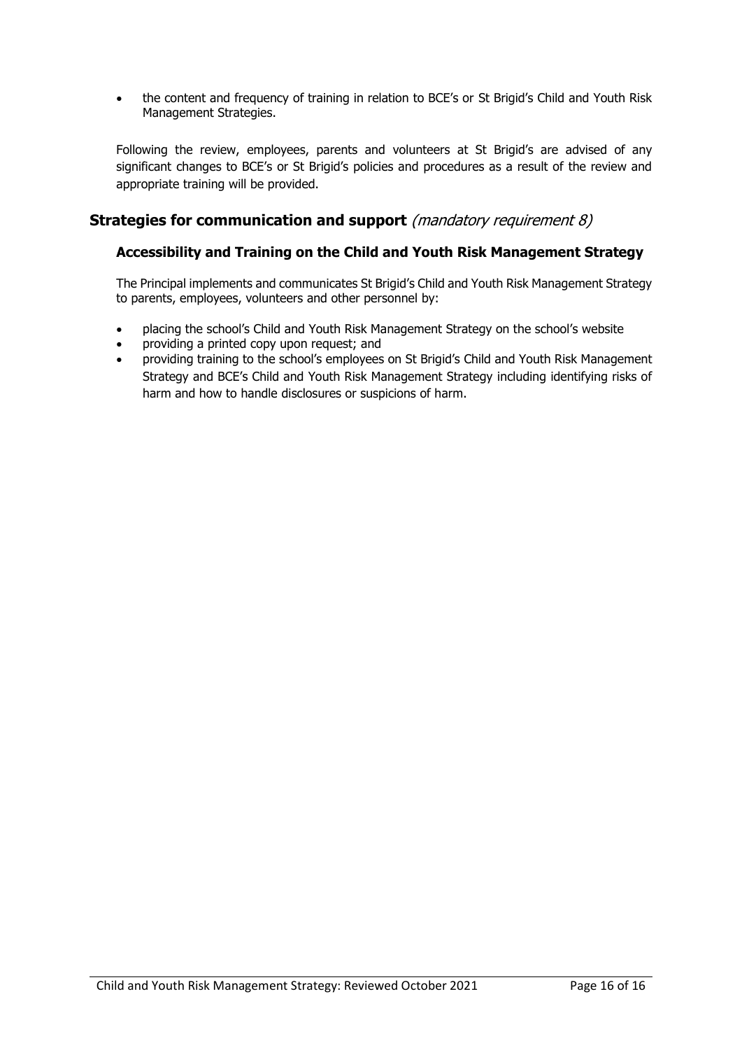- the content and frequency of training in relation to BCE's or St Brigid's Child and Youth Risk Management Strategies.

Following the review, employees, parents and volunteers at St Brigid's are advised of any significant changes to BCE's or St Brigid's policies and procedures as a result of the review and appropriate training will be provided.

## Strategies for communication and support *(mandatory requirement 8)*

### Accessibility and Training on the Child and Youth Risk Management Strategy

The Principal implements and communicates St Brigid's Child and Youth Risk Management Strategy to parents, employees, volunteers and other personnel by:

- placing the school's Child and Youth Risk Management Strategy on the school's website
- providing a printed copy upon request; and
- providing training to the school's employees on St Brigid's Child and Youth Risk Management Strategy and BCE's Child and Youth Risk Management Strategy including identifying risks of harm and how to handle disclosures or suspicions of harm.